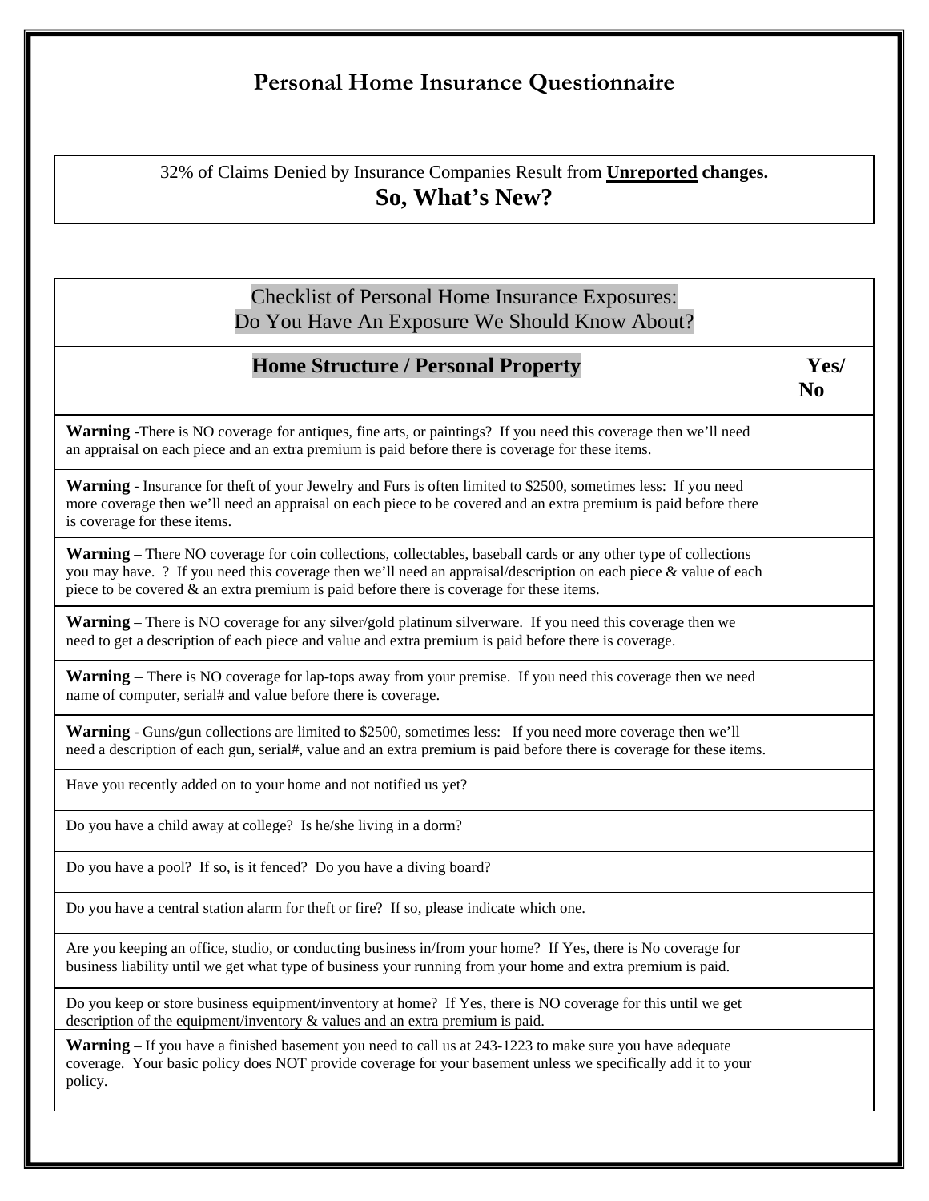# Personal Home Insurance Questionnaire

32% of Claims Denied by Insurance Companies Result from **Unreported** changes.

**So, What's New?**

Checklist of Personal Home Insurance Exposures:
Do You Have An Exposure We Should Know About?

| Home Structure / Personal Property | Yes/ No |
|---|---|
| **Warning** -There is NO coverage for antiques, fine arts, or paintings? If you need this coverage then we'll need an appraisal on each piece and an extra premium is paid before there is coverage for these items. | |
| **Warning** - Insurance for theft of your Jewelry and Furs is often limited to $2500, sometimes less: If you need more coverage then we'll need an appraisal on each piece to be covered and an extra premium is paid before there is coverage for these items. | |
| **Warning** – There NO coverage for coin collections, collectables, baseball cards or any other type of collections you may have. ? If you need this coverage then we'll need an appraisal/description on each piece & value of each piece to be covered & an extra premium is paid before there is coverage for these items. | |
| **Warning** – There is NO coverage for any silver/gold platinum silverware. If you need this coverage then we need to get a description of each piece and value and extra premium is paid before there is coverage. | |
| **Warning –** There is NO coverage for lap-tops away from your premise. If you need this coverage then we need name of computer, serial# and value before there is coverage. | |
| **Warning** - Guns/gun collections are limited to $2500, sometimes less: If you need more coverage then we'll need a description of each gun, serial#, value and an extra premium is paid before there is coverage for these items. | |
| Have you recently added on to your home and not notified us yet? | |
| Do you have a child away at college? Is he/she living in a dorm? | |
| Do you have a pool? If so, is it fenced? Do you have a diving board? | |
| Do you have a central station alarm for theft or fire? If so, please indicate which one. | |
| Are you keeping an office, studio, or conducting business in/from your home? If Yes, there is No coverage for business liability until we get what type of business your running from your home and extra premium is paid. | |
| Do you keep or store business equipment/inventory at home? If Yes, there is NO coverage for this until we get description of the equipment/inventory & values and an extra premium is paid. | |
| **Warning** – If you have a finished basement you need to call us at 243-1223 to make sure you have adequate coverage. Your basic policy does NOT provide coverage for your basement unless we specifically add it to your policy. | |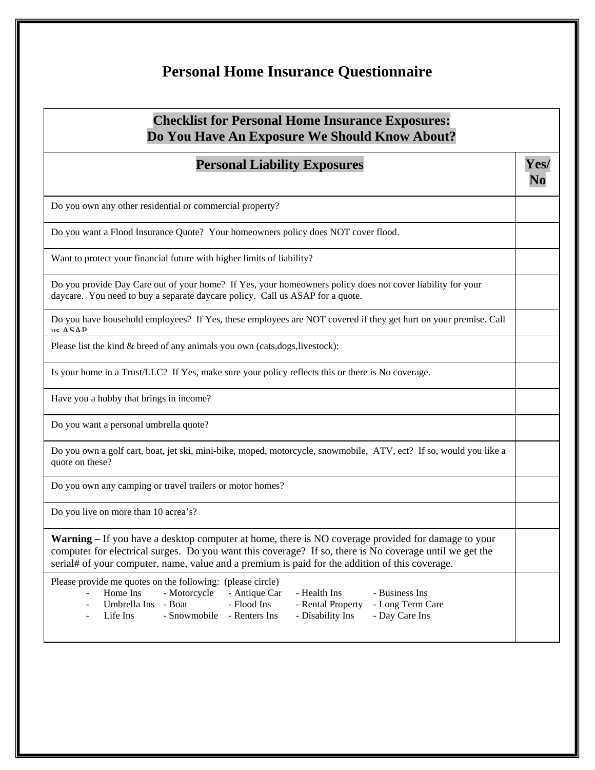# Personal Home Insurance Questionnaire

| Checklist for Personal Home Insurance Exposures: Do You Have An Exposure We Should Know About? | |
|---|---|
| **Personal Liability Exposures** | **Yes/ No** |
| Do you own any other residential or commercial property? | |
| Do you want a Flood Insurance Quote? Your homeowners policy does NOT cover flood. | |
| Want to protect your financial future with higher limits of liability? | |
| Do you provide Day Care out of your home? If Yes, your homeowners policy does not cover liability for your daycare. You need to buy a separate daycare policy. Call us ASAP for a quote. | |
| Do you have household employees? If Yes, these employees are NOT covered if they get hurt on your premise. Call us ASAP | |
| Please list the kind & breed of any animals you own (cats,dogs,livestock): | |
| Is your home in a Trust/LLC? If Yes, make sure your policy reflects this or there is No coverage. | |
| Have you a hobby that brings in income? | |
| Do you want a personal umbrella quote? | |
| Do you own a golf cart, boat, jet ski, mini-bike, moped, motorcycle, snowmobile, ATV, ect? If so, would you like a quote on these? | |
| Do you own any camping or travel trailers or motor homes? | |
| Do you live on more than 10 acrea's? | |
| **Warning –** If you have a desktop computer at home, there is NO coverage provided for damage to your computer for electrical surges. Do you want this coverage? If so, there is No coverage until we get the serial# of your computer, name, value and a premium is paid for the addition of this coverage. | |
| Please provide me quotes on the following: (please circle)<br>- Home Ins - Motorcycle - Antique Car - Health Ins - Business Ins<br>- Umbrella Ins - Boat - Flood Ins - Rental Property - Long Term Care<br>- Life Ins - Snowmobile - Renters Ins - Disability Ins - Day Care Ins | |